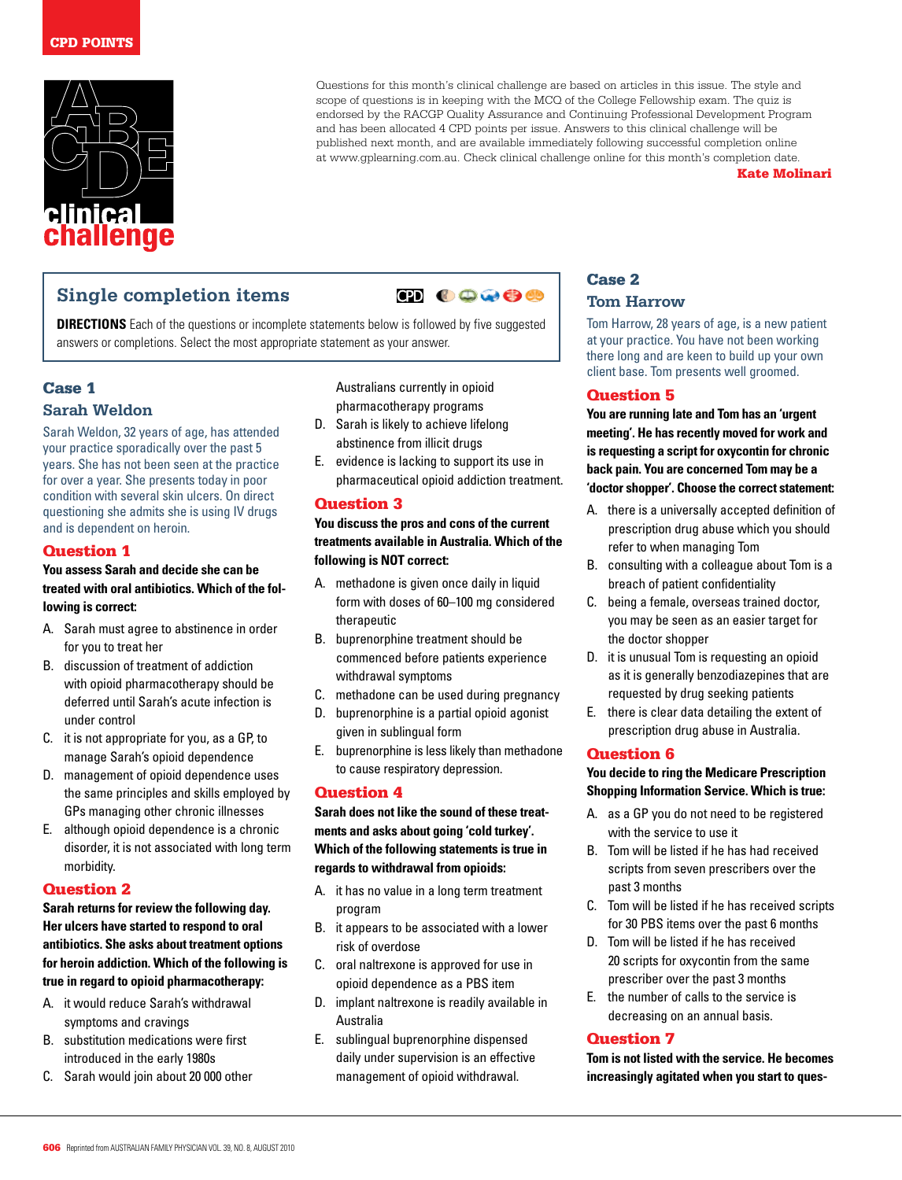CPD POINTS

# clinical challenge

Questions for this month's clinical challenge are based on articles in this issue. The style and scope of questions is in keeping with the MCQ of the College Fellowship exam. The quiz is endorsed by the RACGP Quality Assurance and Continuing Professional Development Program and has been allocated 4 CPD points per issue. Answers to this clinical challenge will be published next month, and are available immediately following successful completion online at www.gplearning.com.au. Check clinical challenge online for this month's completion date.

**Kate Molinari**

## Single completion items

**DIRECTIONS** Each of the questions or incomplete statements below is followed by five suggested answers or completions. Select the most appropriate statement as your answer.

## Case 1

### Sarah Weldon

Sarah Weldon, 32 years of age, has attended your practice sporadically over the past 5 years. She has not been seen at the practice for over a year. She presents today in poor condition with several skin ulcers. On direct questioning she admits she is using IV drugs and is dependent on heroin.

### Question 1

**You assess Sarah and decide she can be treated with oral antibiotics. Which of the following is correct:**

A. Sarah must agree to abstinence in order for you to treat her
B. discussion of treatment of addiction with opioid pharmacotherapy should be deferred until Sarah's acute infection is under control
C. it is not appropriate for you, as a GP, to manage Sarah's opioid dependence
D. management of opioid dependence uses the same principles and skills employed by GPs managing other chronic illnesses
E. although opioid dependence is a chronic disorder, it is not associated with long term morbidity.

### Question 2

**Sarah returns for review the following day. Her ulcers have started to respond to oral antibiotics. She asks about treatment options for heroin addiction. Which of the following is true in regard to opioid pharmacotherapy:**

A. it would reduce Sarah's withdrawal symptoms and cravings
B. substitution medications were first introduced in the early 1980s
C. Sarah would join about 20 000 other Australians currently in opioid pharmacotherapy programs
D. Sarah is likely to achieve lifelong abstinence from illicit drugs
E. evidence is lacking to support its use in pharmaceutical opioid addiction treatment.

### Question 3

**You discuss the pros and cons of the current treatments available in Australia. Which of the following is NOT correct:**

A. methadone is given once daily in liquid form with doses of 60–100 mg considered therapeutic
B. buprenorphine treatment should be commenced before patients experience withdrawal symptoms
C. methadone can be used during pregnancy
D. buprenorphine is a partial opioid agonist given in sublingual form
E. buprenorphine is less likely than methadone to cause respiratory depression.

### Question 4

**Sarah does not like the sound of these treatments and asks about going 'cold turkey'. Which of the following statements is true in regards to withdrawal from opioids:**

A. it has no value in a long term treatment program
B. it appears to be associated with a lower risk of overdose
C. oral naltrexone is approved for use in opioid dependence as a PBS item
D. implant naltrexone is readily available in Australia
E. sublingual buprenorphine dispensed daily under supervision is an effective management of opioid withdrawal.

## Case 2

### Tom Harrow

Tom Harrow, 28 years of age, is a new patient at your practice. You have not been working there long and are keen to build up your own client base. Tom presents well groomed.

### Question 5

**You are running late and Tom has an 'urgent meeting'. He has recently moved for work and is requesting a script for oxycontin for chronic back pain. You are concerned Tom may be a 'doctor shopper'. Choose the correct statement:**

A. there is a universally accepted definition of prescription drug abuse which you should refer to when managing Tom
B. consulting with a colleague about Tom is a breach of patient confidentiality
C. being a female, overseas trained doctor, you may be seen as an easier target for the doctor shopper
D. it is unusual Tom is requesting an opioid as it is generally benzodiazepines that are requested by drug seeking patients
E. there is clear data detailing the extent of prescription drug abuse in Australia.

### Question 6

**You decide to ring the Medicare Prescription Shopping Information Service. Which is true:**

A. as a GP you do not need to be registered with the service to use it
B. Tom will be listed if he has had received scripts from seven prescribers over the past 3 months
C. Tom will be listed if he has received scripts for 30 PBS items over the past 6 months
D. Tom will be listed if he has received 20 scripts for oxycontin from the same prescriber over the past 3 months
E. the number of calls to the service is decreasing on an annual basis.

### Question 7

**Tom is not listed with the service. He becomes increasingly agitated when you start to ques-**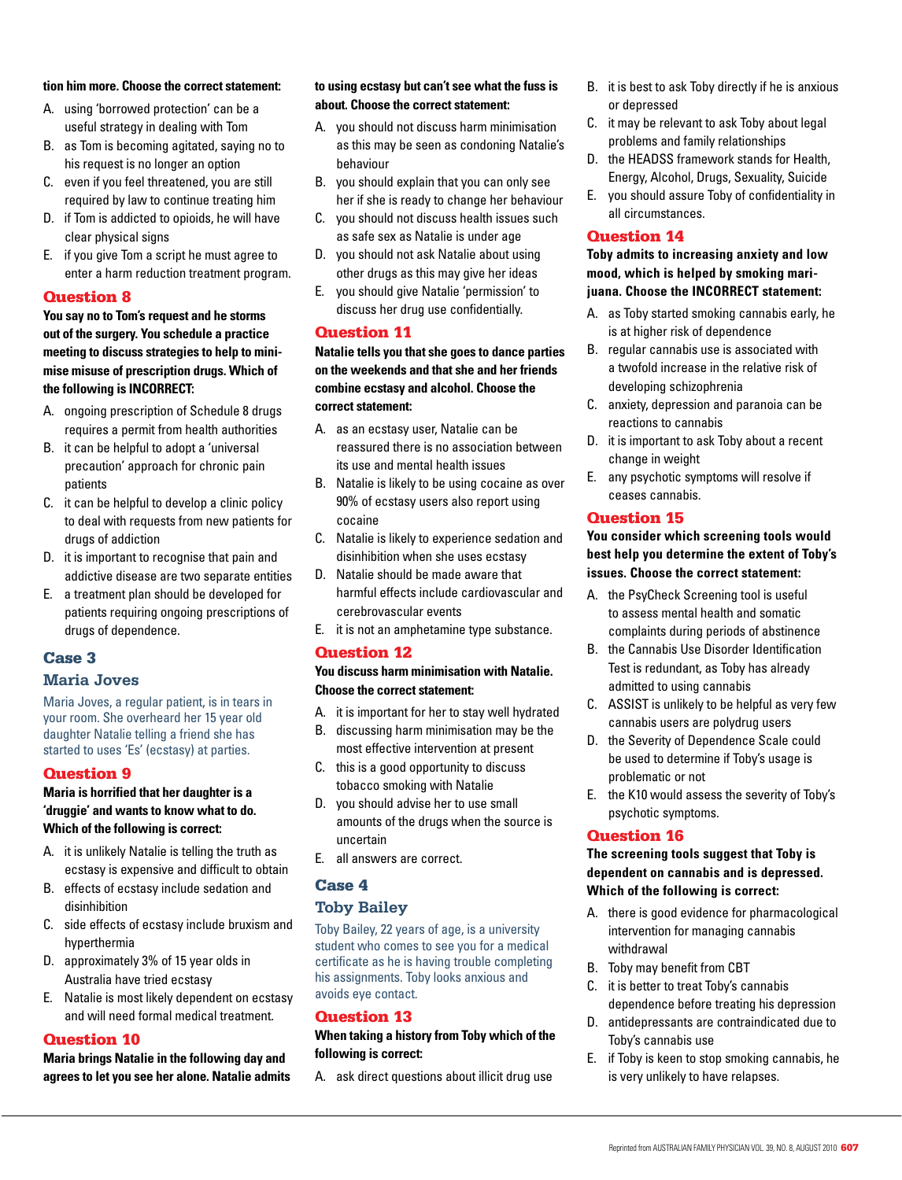**tion him more. Choose the correct statement:**

A. using 'borrowed protection' can be a useful strategy in dealing with Tom
B. as Tom is becoming agitated, saying no to his request is no longer an option
C. even if you feel threatened, you are still required by law to continue treating him
D. if Tom is addicted to opioids, he will have clear physical signs
E. if you give Tom a script he must agree to enter a harm reduction treatment program.

## Question 8

**You say no to Tom's request and he storms out of the surgery. You schedule a practice meeting to discuss strategies to help to minimise misuse of prescription drugs. Which of the following is INCORRECT:**

A. ongoing prescription of Schedule 8 drugs requires a permit from health authorities
B. it can be helpful to adopt a 'universal precaution' approach for chronic pain patients
C. it can be helpful to develop a clinic policy to deal with requests from new patients for drugs of addiction
D. it is important to recognise that pain and addictive disease are two separate entities
E. a treatment plan should be developed for patients requiring ongoing prescriptions of drugs of dependence.

# Case 3

## Maria Joves

Maria Joves, a regular patient, is in tears in your room. She overheard her 15 year old daughter Natalie telling a friend she has started to uses 'Es' (ecstasy) at parties.

## Question 9

**Maria is horrified that her daughter is a 'druggie' and wants to know what to do. Which of the following is correct:**

A. it is unlikely Natalie is telling the truth as ecstasy is expensive and difficult to obtain
B. effects of ecstasy include sedation and disinhibition
C. side effects of ecstasy include bruxism and hyperthermia
D. approximately 3% of 15 year olds in Australia have tried ecstasy
E. Natalie is most likely dependent on ecstasy and will need formal medical treatment.

## Question 10

**Maria brings Natalie in the following day and agrees to let you see her alone. Natalie admits to using ecstasy but can't see what the fuss is about. Choose the correct statement:**

A. you should not discuss harm minimisation as this may be seen as condoning Natalie's behaviour
B. you should explain that you can only see her if she is ready to change her behaviour
C. you should not discuss health issues such as safe sex as Natalie is under age
D. you should not ask Natalie about using other drugs as this may give her ideas
E. you should give Natalie 'permission' to discuss her drug use confidentially.

## Question 11

**Natalie tells you that she goes to dance parties on the weekends and that she and her friends combine ecstasy and alcohol. Choose the correct statement:**

A. as an ecstasy user, Natalie can be reassured there is no association between its use and mental health issues
B. Natalie is likely to be using cocaine as over 90% of ecstasy users also report using cocaine
C. Natalie is likely to experience sedation and disinhibition when she uses ecstasy
D. Natalie should be made aware that harmful effects include cardiovascular and cerebrovascular events
E. it is not an amphetamine type substance.

## Question 12

**You discuss harm minimisation with Natalie. Choose the correct statement:**

A. it is important for her to stay well hydrated
B. discussing harm minimisation may be the most effective intervention at present
C. this is a good opportunity to discuss tobacco smoking with Natalie
D. you should advise her to use small amounts of the drugs when the source is uncertain
E. all answers are correct.

# Case 4

## Toby Bailey

Toby Bailey, 22 years of age, is a university student who comes to see you for a medical certificate as he is having trouble completing his assignments. Toby looks anxious and avoids eye contact.

## Question 13

**When taking a history from Toby which of the following is correct:**

A. ask direct questions about illicit drug use
B. it is best to ask Toby directly if he is anxious or depressed
C. it may be relevant to ask Toby about legal problems and family relationships
D. the HEADSS framework stands for Health, Energy, Alcohol, Drugs, Sexuality, Suicide
E. you should assure Toby of confidentiality in all circumstances.

## Question 14

**Toby admits to increasing anxiety and low mood, which is helped by smoking marijuana. Choose the INCORRECT statement:**

A. as Toby started smoking cannabis early, he is at higher risk of dependence
B. regular cannabis use is associated with a twofold increase in the relative risk of developing schizophrenia
C. anxiety, depression and paranoia can be reactions to cannabis
D. it is important to ask Toby about a recent change in weight
E. any psychotic symptoms will resolve if ceases cannabis.

## Question 15

**You consider which screening tools would best help you determine the extent of Toby's issues. Choose the correct statement:**

A. the PsyCheck Screening tool is useful to assess mental health and somatic complaints during periods of abstinence
B. the Cannabis Use Disorder Identification Test is redundant, as Toby has already admitted to using cannabis
C. ASSIST is unlikely to be helpful as very few cannabis users are polydrug users
D. the Severity of Dependence Scale could be used to determine if Toby's usage is problematic or not
E. the K10 would assess the severity of Toby's psychotic symptoms.

## Question 16

**The screening tools suggest that Toby is dependent on cannabis and is depressed. Which of the following is correct:**

A. there is good evidence for pharmacological intervention for managing cannabis withdrawal
B. Toby may benefit from CBT
C. it is better to treat Toby's cannabis dependence before treating his depression
D. antidepressants are contraindicated due to Toby's cannabis use
E. if Toby is keen to stop smoking cannabis, he is very unlikely to have relapses.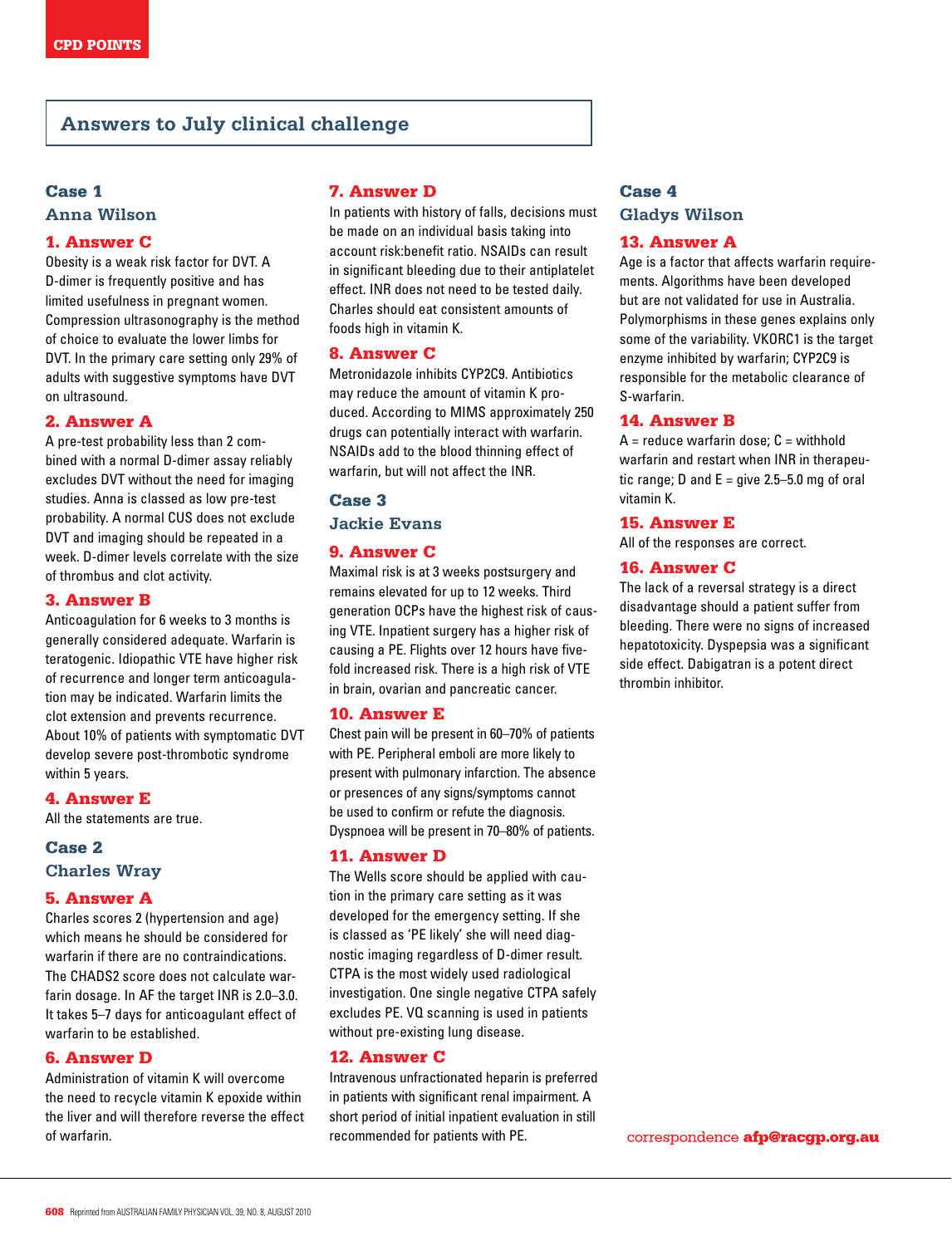CPD POINTS

# Answers to July clinical challenge

## Case 1
## Anna Wilson

### 1. Answer C

Obesity is a weak risk factor for DVT. A D-dimer is frequently positive and has limited usefulness in pregnant women. Compression ultrasonography is the method of choice to evaluate the lower limbs for DVT. In the primary care setting only 29% of adults with suggestive symptoms have DVT on ultrasound.

### 2. Answer A

A pre-test probability less than 2 combined with a normal D-dimer assay reliably excludes DVT without the need for imaging studies. Anna is classed as low pre-test probability. A normal CUS does not exclude DVT and imaging should be repeated in a week. D-dimer levels correlate with the size of thrombus and clot activity.

### 3. Answer B

Anticoagulation for 6 weeks to 3 months is generally considered adequate. Warfarin is teratogenic. Idiopathic VTE have higher risk of recurrence and longer term anticoagulation may be indicated. Warfarin limits the clot extension and prevents recurrence. About 10% of patients with symptomatic DVT develop severe post-thrombotic syndrome within 5 years.

### 4. Answer E

All the statements are true.

## Case 2
## Charles Wray

### 5. Answer A

Charles scores 2 (hypertension and age) which means he should be considered for warfarin if there are no contraindications. The CHADS2 score does not calculate warfarin dosage. In AF the target INR is 2.0–3.0. It takes 5–7 days for anticoagulant effect of warfarin to be established.

### 6. Answer D

Administration of vitamin K will overcome the need to recycle vitamin K epoxide within the liver and will therefore reverse the effect of warfarin.

### 7. Answer D

In patients with history of falls, decisions must be made on an individual basis taking into account risk:benefit ratio. NSAIDs can result in significant bleeding due to their antiplatelet effect. INR does not need to be tested daily. Charles should eat consistent amounts of foods high in vitamin K.

### 8. Answer C

Metronidazole inhibits CYP2C9. Antibiotics may reduce the amount of vitamin K produced. According to MIMS approximately 250 drugs can potentially interact with warfarin. NSAIDs add to the blood thinning effect of warfarin, but will not affect the INR.

## Case 3
## Jackie Evans

### 9. Answer C

Maximal risk is at 3 weeks postsurgery and remains elevated for up to 12 weeks. Third generation OCPs have the highest risk of causing VTE. Inpatient surgery has a higher risk of causing a PE. Flights over 12 hours have five-fold increased risk. There is a high risk of VTE in brain, ovarian and pancreatic cancer.

### 10. Answer E

Chest pain will be present in 60–70% of patients with PE. Peripheral emboli are more likely to present with pulmonary infarction. The absence or presences of any signs/symptoms cannot be used to confirm or refute the diagnosis. Dyspnoea will be present in 70–80% of patients.

### 11. Answer D

The Wells score should be applied with caution in the primary care setting as it was developed for the emergency setting. If she is classed as 'PE likely' she will need diagnostic imaging regardless of D-dimer result. CTPA is the most widely used radiological investigation. One single negative CTPA safely excludes PE. VQ scanning is used in patients without pre-existing lung disease.

### 12. Answer C

Intravenous unfractionated heparin is preferred in patients with significant renal impairment. A short period of initial inpatient evaluation in still recommended for patients with PE.

## Case 4
## Gladys Wilson

### 13. Answer A

Age is a factor that affects warfarin requirements. Algorithms have been developed but are not validated for use in Australia. Polymorphisms in these genes explains only some of the variability. VKORC1 is the target enzyme inhibited by warfarin; CYP2C9 is responsible for the metabolic clearance of S-warfarin.

### 14. Answer B

A = reduce warfarin dose; C = withhold warfarin and restart when INR in therapeutic range; D and E = give 2.5–5.0 mg of oral vitamin K.

### 15. Answer E

All of the responses are correct.

### 16. Answer C

The lack of a reversal strategy is a direct disadvantage should a patient suffer from bleeding. There were no signs of increased hepatotoxicity. Dyspepsia was a significant side effect. Dabigatran is a potent direct thrombin inhibitor.

correspondence **afp@racgp.org.au**